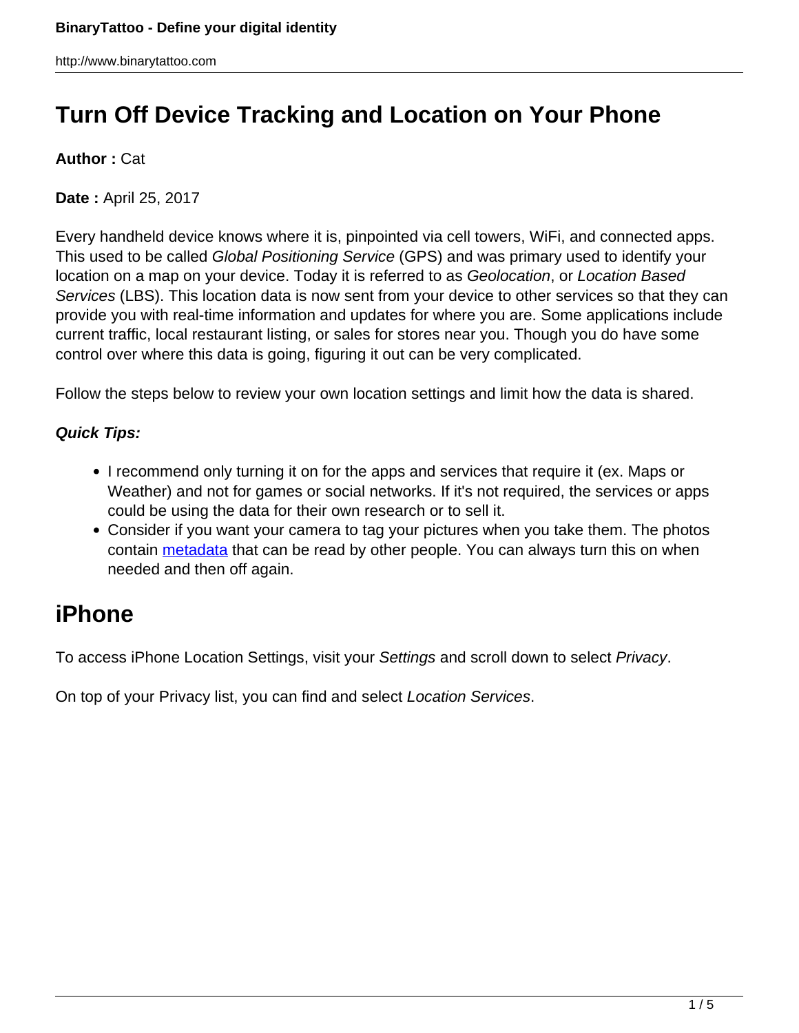# Turn Off Device Tracking and Location on Your Phone

**Author :** Cat

**Date :** April 25, 2017

Every handheld device knows where it is, pinpointed via cell towers, WiFi, and connected apps. This used to be called *Global Positioning Service* (GPS) and was primary used to identify your location on a map on your device. Today it is referred to as *Geolocation*, or *Location Based Services* (LBS). This location data is now sent from your device to other services so that they can provide you with real-time information and updates for where you are. Some applications include current traffic, local restaurant listing, or sales for stores near you. Though you do have some control over where this data is going, figuring it out can be very complicated.

Follow the steps below to review your own location settings and limit how the data is shared.

***Quick Tips:***

- I recommend only turning it on for the apps and services that require it (ex. Maps or Weather) and not for games or social networks. If it's not required, the services or apps could be using the data for their own research or to sell it.
- Consider if you want your camera to tag your pictures when you take them. The photos contain metadata that can be read by other people. You can always turn this on when needed and then off again.

## iPhone

To access iPhone Location Settings, visit your *Settings* and scroll down to select *Privacy*.

On top of your Privacy list, you can find and select *Location Services*.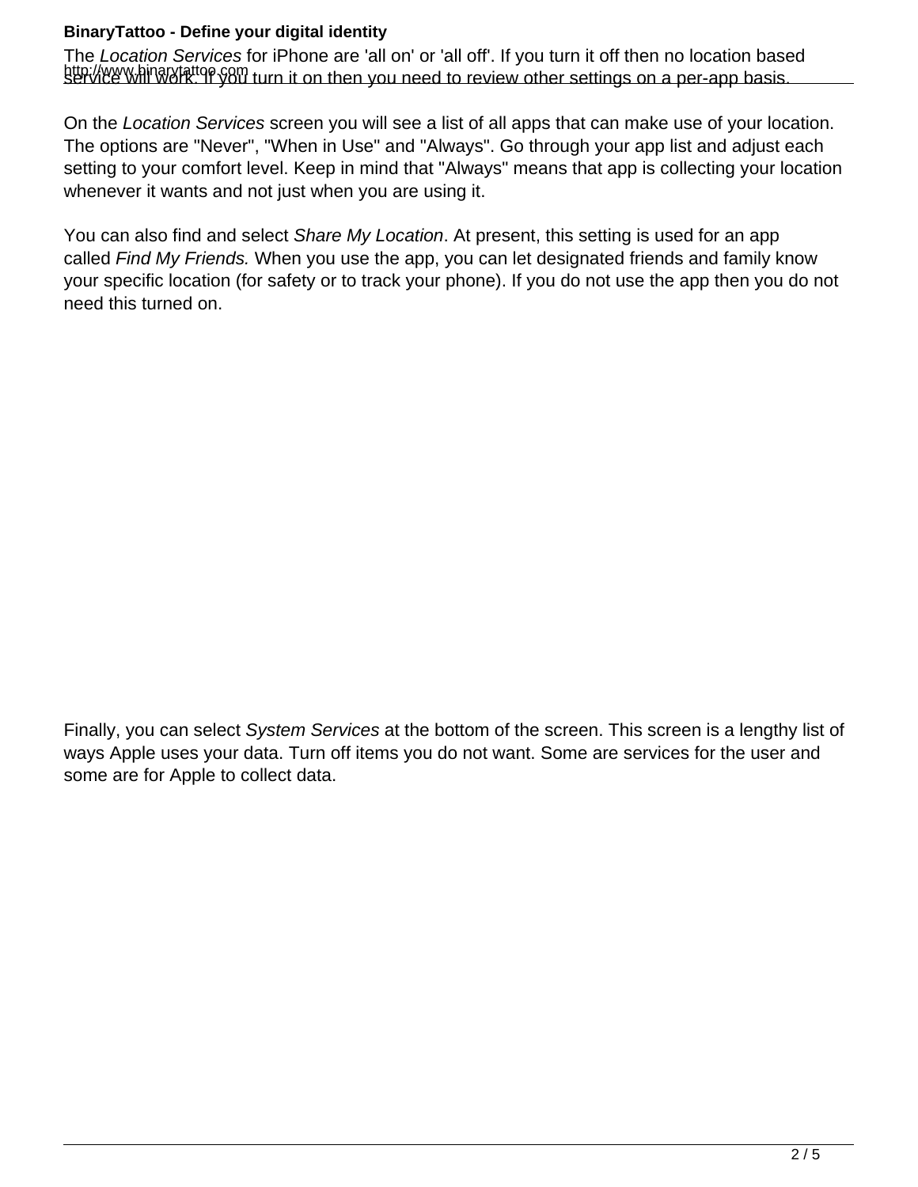The *Location Services* for iPhone are 'all on' or 'all off'. If you turn it off then no location based service will work. If you turn it on then you need to review other settings on a per-app basis.

On the *Location Services* screen you will see a list of all apps that can make use of your location. The options are "Never", "When in Use" and "Always". Go through your app list and adjust each setting to your comfort level. Keep in mind that "Always" means that app is collecting your location whenever it wants and not just when you are using it.

You can also find and select *Share My Location*. At present, this setting is used for an app called *Find My Friends.* When you use the app, you can let designated friends and family know your specific location (for safety or to track your phone). If you do not use the app then you do not need this turned on.

Finally, you can select *System Services* at the bottom of the screen. This screen is a lengthy list of ways Apple uses your data. Turn off items you do not want. Some are services for the user and some are for Apple to collect data.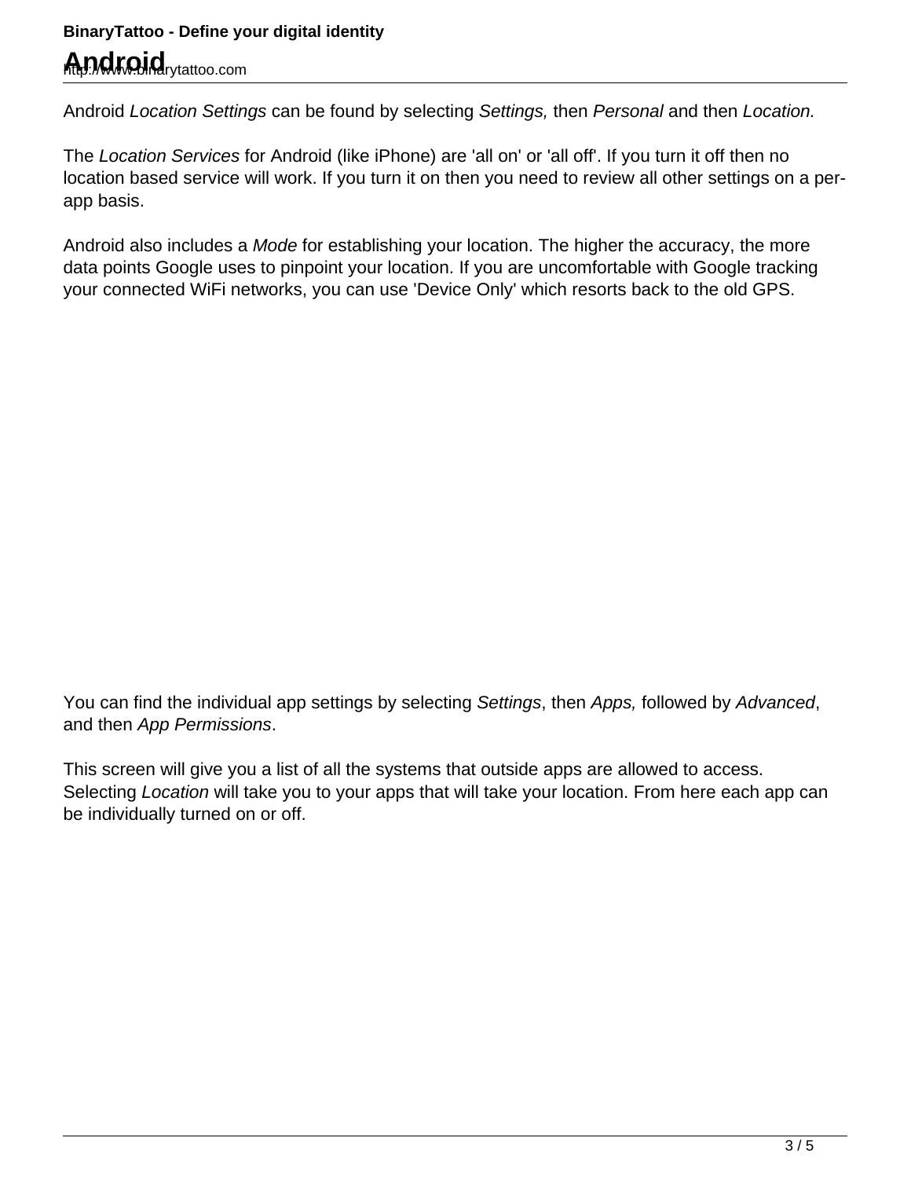# Android

Android *Location Settings* can be found by selecting *Settings,* then *Personal* and then *Location.*

The *Location Services* for Android (like iPhone) are 'all on' or 'all off'. If you turn it off then no location based service will work. If you turn it on then you need to review all other settings on a per-app basis.

Android also includes a *Mode* for establishing your location. The higher the accuracy, the more data points Google uses to pinpoint your location. If you are uncomfortable with Google tracking your connected WiFi networks, you can use 'Device Only' which resorts back to the old GPS.

You can find the individual app settings by selecting *Settings*, then *Apps,* followed by *Advanced*, and then *App Permissions*.

This screen will give you a list of all the systems that outside apps are allowed to access. Selecting *Location* will take you to your apps that will take your location. From here each app can be individually turned on or off.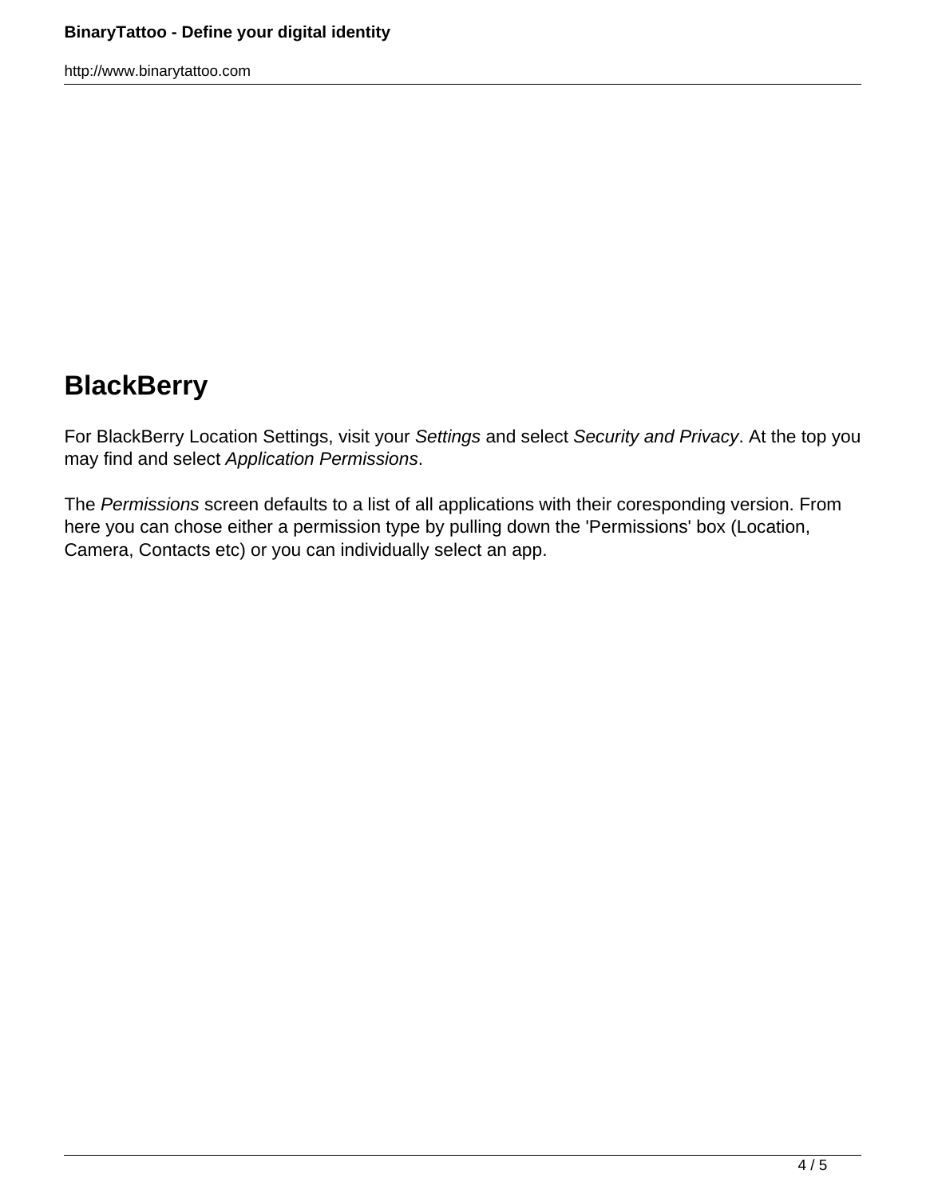## BlackBerry

For BlackBerry Location Settings, visit your *Settings* and select *Security and Privacy*. At the top you may find and select *Application Permissions*.

The *Permissions* screen defaults to a list of all applications with their coresponding version. From here you can chose either a permission type by pulling down the 'Permissions' box (Location, Camera, Contacts etc) or you can individually select an app.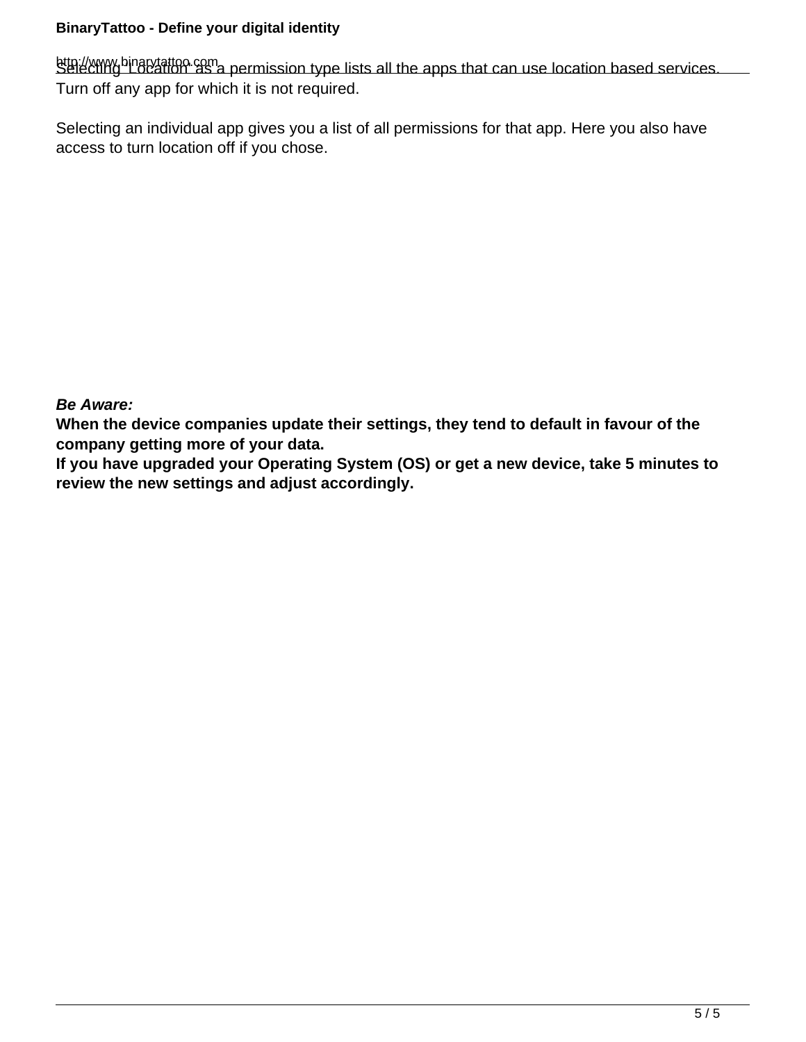Selecting 'Location' as a permission type lists all the apps that can use location based services. Turn off any app for which it is not required.

Selecting an individual app gives you a list of all permissions for that app. Here you also have access to turn location off if you chose.

***Be Aware:***

**When the device companies update their settings, they tend to default in favour of the company getting more of your data.**

**If you have upgraded your Operating System (OS) or get a new device, take 5 minutes to review the new settings and adjust accordingly.**